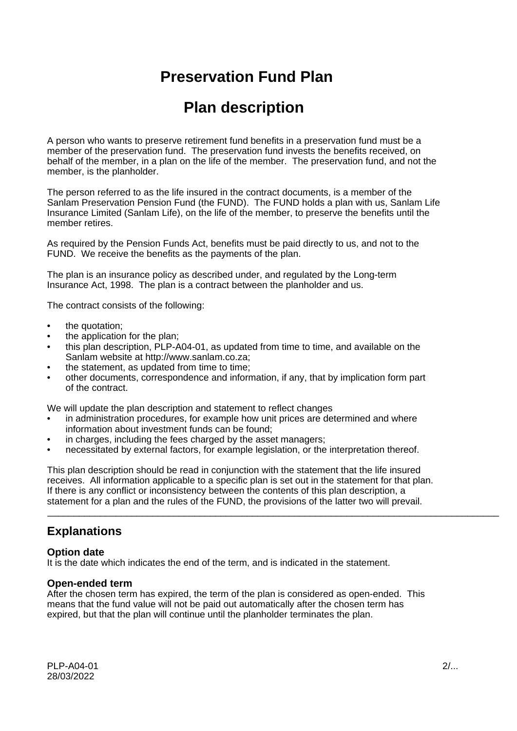# Preservation Fund Plan

# Plan description

A person who wants to preserve retirement fund benefits in a preservation fund must be a member of the preservation fund. The preservation fund invests the benefits received, on behalf of the member, in a plan on the life of the member. The preservation fund, and not the member, is the planholder.

The person referred to as the life insured in the contract documents, is a member of the Sanlam Preservation Pension Fund (the FUND). The FUND holds a plan with us, Sanlam Life Insurance Limited (Sanlam Life), on the life of the member, to preserve the benefits until the member retires.

As required by the Pension Funds Act, benefits must be paid directly to us, and not to the FUND. We receive the benefits as the payments of the plan.

The plan is an insurance policy as described under, and regulated by the Long-term Insurance Act, 1998. The plan is a contract between the planholder and us.

The contract consists of the following:

- the quotation;
- the application for the plan;
- this plan description, PLP-A04-01, as updated from time to time, and available on the Sanlam website at http://www.sanlam.co.za;
- the statement, as updated from time to time;
- other documents, correspondence and information, if any, that by implication form part of the contract.

We will update the plan description and statement to reflect changes

- in administration procedures, for example how unit prices are determined and where information about investment funds can be found;
- in charges, including the fees charged by the asset managers;
- necessitated by external factors, for example legislation, or the interpretation thereof.

This plan description should be read in conjunction with the statement that the life insured receives. All information applicable to a specific plan is set out in the statement for that plan. If there is any conflict or inconsistency between the contents of this plan description, a statement for a plan and the rules of the FUND, the provisions of the latter two will prevail.

---

## Explanations

### Option date

It is the date which indicates the end of the term, and is indicated in the statement.

### Open-ended term

After the chosen term has expired, the term of the plan is considered as open-ended. This means that the fund value will not be paid out automatically after the chosen term has expired, but that the plan will continue until the planholder terminates the plan.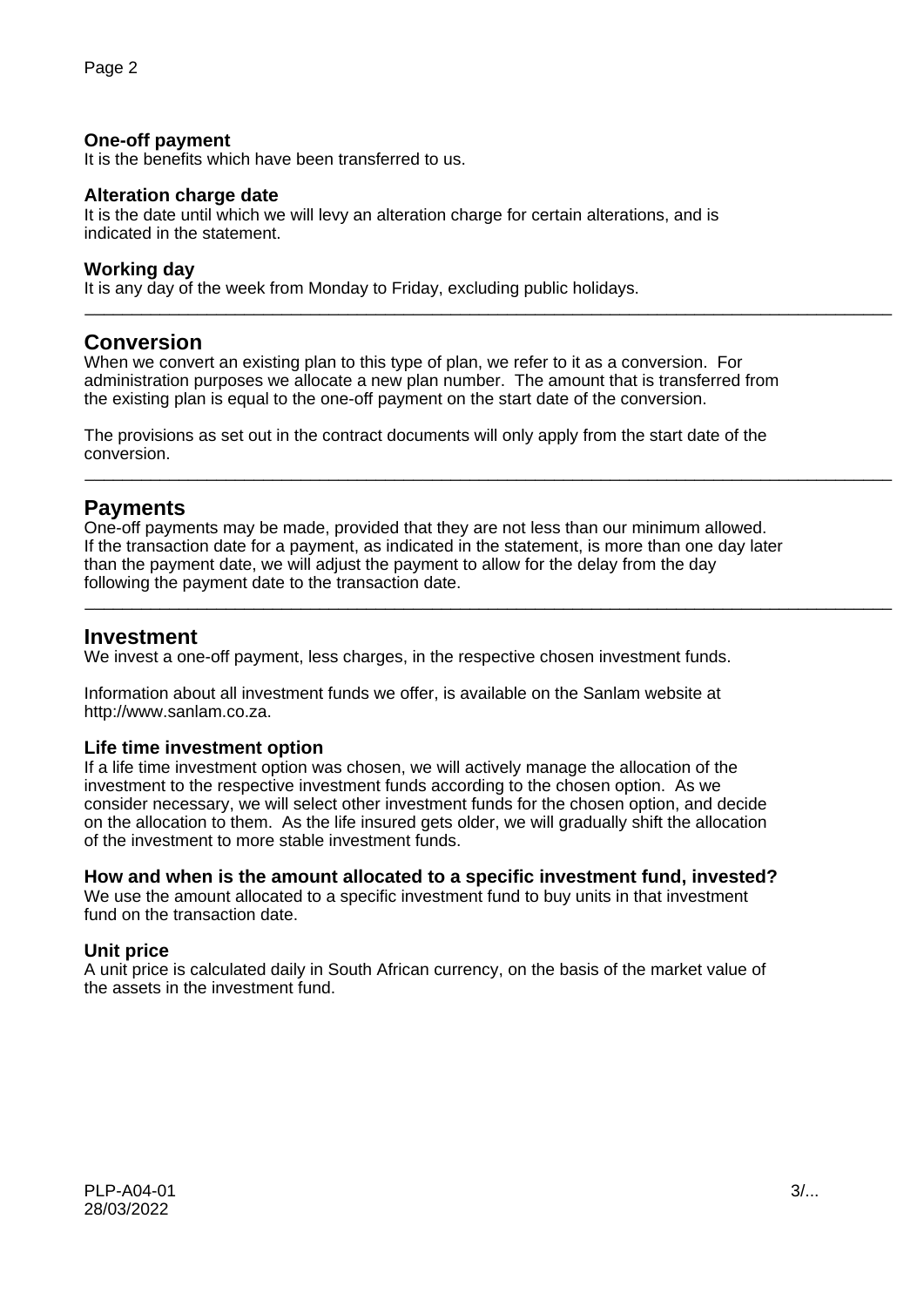### One-off payment
It is the benefits which have been transferred to us.

### Alteration charge date
It is the date until which we will levy an alteration charge for certain alterations, and is indicated in the statement.

### Working day
It is any day of the week from Monday to Friday, excluding public holidays.

---

## Conversion
When we convert an existing plan to this type of plan, we refer to it as a conversion. For administration purposes we allocate a new plan number. The amount that is transferred from the existing plan is equal to the one-off payment on the start date of the conversion.

The provisions as set out in the contract documents will only apply from the start date of the conversion.

---

## Payments
One-off payments may be made, provided that they are not less than our minimum allowed. If the transaction date for a payment, as indicated in the statement, is more than one day later than the payment date, we will adjust the payment to allow for the delay from the day following the payment date to the transaction date.

---

## Investment
We invest a one-off payment, less charges, in the respective chosen investment funds.

Information about all investment funds we offer, is available on the Sanlam website at http://www.sanlam.co.za.

### Life time investment option
If a life time investment option was chosen, we will actively manage the allocation of the investment to the respective investment funds according to the chosen option. As we consider necessary, we will select other investment funds for the chosen option, and decide on the allocation to them. As the life insured gets older, we will gradually shift the allocation of the investment to more stable investment funds.

### How and when is the amount allocated to a specific investment fund, invested?
We use the amount allocated to a specific investment fund to buy units in that investment fund on the transaction date.

### Unit price
A unit price is calculated daily in South African currency, on the basis of the market value of the assets in the investment fund.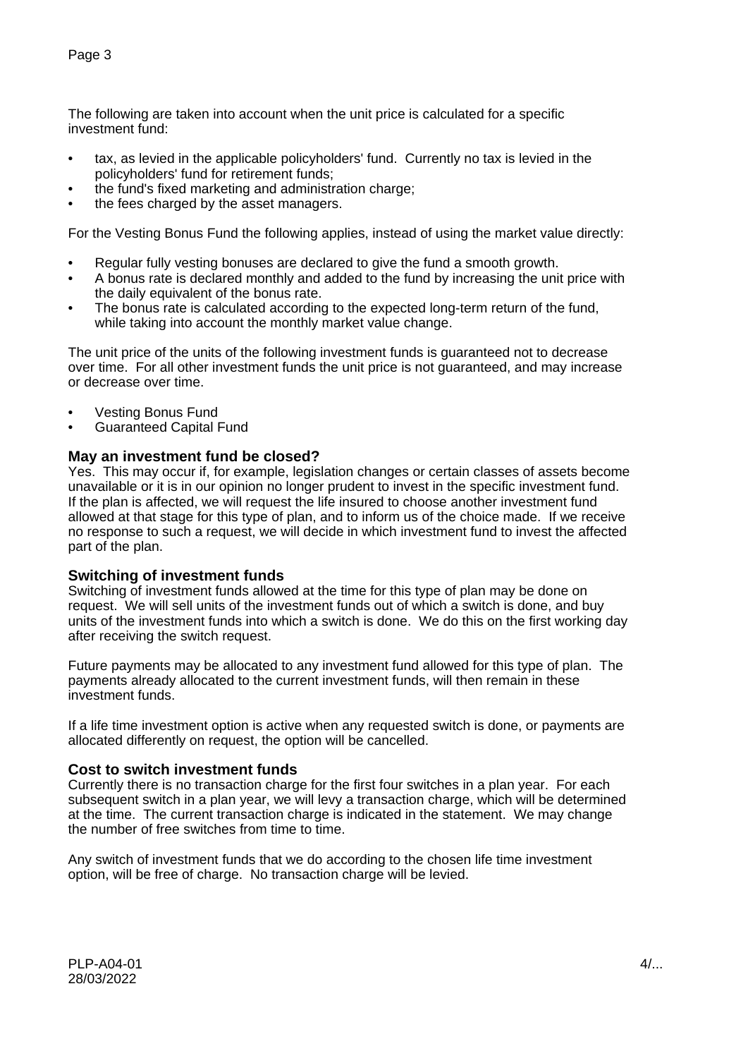The following are taken into account when the unit price is calculated for a specific investment fund:

- tax, as levied in the applicable policyholders' fund. Currently no tax is levied in the policyholders' fund for retirement funds;
- the fund's fixed marketing and administration charge;
- the fees charged by the asset managers.

For the Vesting Bonus Fund the following applies, instead of using the market value directly:

- Regular fully vesting bonuses are declared to give the fund a smooth growth.
- A bonus rate is declared monthly and added to the fund by increasing the unit price with the daily equivalent of the bonus rate.
- The bonus rate is calculated according to the expected long-term return of the fund, while taking into account the monthly market value change.

The unit price of the units of the following investment funds is guaranteed not to decrease over time. For all other investment funds the unit price is not guaranteed, and may increase or decrease over time.

- Vesting Bonus Fund
- Guaranteed Capital Fund

### May an investment fund be closed?

Yes. This may occur if, for example, legislation changes or certain classes of assets become unavailable or it is in our opinion no longer prudent to invest in the specific investment fund. If the plan is affected, we will request the life insured to choose another investment fund allowed at that stage for this type of plan, and to inform us of the choice made. If we receive no response to such a request, we will decide in which investment fund to invest the affected part of the plan.

### Switching of investment funds

Switching of investment funds allowed at the time for this type of plan may be done on request. We will sell units of the investment funds out of which a switch is done, and buy units of the investment funds into which a switch is done. We do this on the first working day after receiving the switch request.

Future payments may be allocated to any investment fund allowed for this type of plan. The payments already allocated to the current investment funds, will then remain in these investment funds.

If a life time investment option is active when any requested switch is done, or payments are allocated differently on request, the option will be cancelled.

### Cost to switch investment funds

Currently there is no transaction charge for the first four switches in a plan year. For each subsequent switch in a plan year, we will levy a transaction charge, which will be determined at the time. The current transaction charge is indicated in the statement. We may change the number of free switches from time to time.

Any switch of investment funds that we do according to the chosen life time investment option, will be free of charge. No transaction charge will be levied.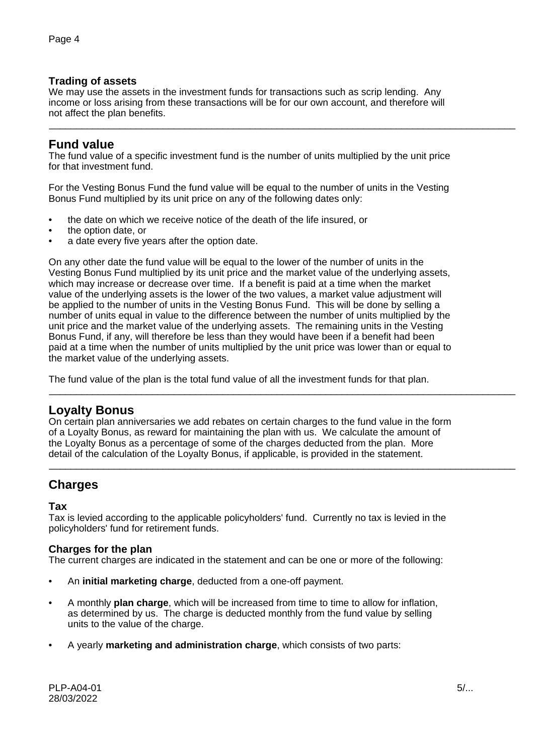### Trading of assets

We may use the assets in the investment funds for transactions such as scrip lending. Any income or loss arising from these transactions will be for our own account, and therefore will not affect the plan benefits.

---

## Fund value

The fund value of a specific investment fund is the number of units multiplied by the unit price for that investment fund.

For the Vesting Bonus Fund the fund value will be equal to the number of units in the Vesting Bonus Fund multiplied by its unit price on any of the following dates only:

- the date on which we receive notice of the death of the life insured, or
- the option date, or
- a date every five years after the option date.

On any other date the fund value will be equal to the lower of the number of units in the Vesting Bonus Fund multiplied by its unit price and the market value of the underlying assets, which may increase or decrease over time. If a benefit is paid at a time when the market value of the underlying assets is the lower of the two values, a market value adjustment will be applied to the number of units in the Vesting Bonus Fund. This will be done by selling a number of units equal in value to the difference between the number of units multiplied by the unit price and the market value of the underlying assets. The remaining units in the Vesting Bonus Fund, if any, will therefore be less than they would have been if a benefit had been paid at a time when the number of units multiplied by the unit price was lower than or equal to the market value of the underlying assets.

The fund value of the plan is the total fund value of all the investment funds for that plan.

---

## Loyalty Bonus

On certain plan anniversaries we add rebates on certain charges to the fund value in the form of a Loyalty Bonus, as reward for maintaining the plan with us. We calculate the amount of the Loyalty Bonus as a percentage of some of the charges deducted from the plan. More detail of the calculation of the Loyalty Bonus, if applicable, is provided in the statement.

---

## Charges

### Tax

Tax is levied according to the applicable policyholders' fund. Currently no tax is levied in the policyholders' fund for retirement funds.

### Charges for the plan

The current charges are indicated in the statement and can be one or more of the following:

- An **initial marketing charge**, deducted from a one-off payment.
- A monthly **plan charge**, which will be increased from time to time to allow for inflation, as determined by us. The charge is deducted monthly from the fund value by selling units to the value of the charge.
- A yearly **marketing and administration charge**, which consists of two parts: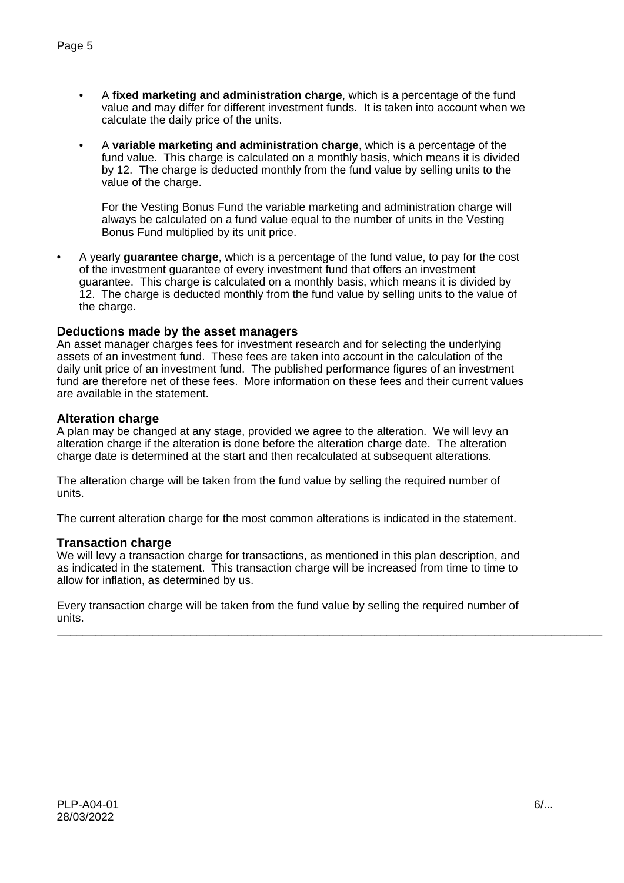- A **fixed marketing and administration charge**, which is a percentage of the fund value and may differ for different investment funds. It is taken into account when we calculate the daily price of the units.

- A **variable marketing and administration charge**, which is a percentage of the fund value. This charge is calculated on a monthly basis, which means it is divided by 12. The charge is deducted monthly from the fund value by selling units to the value of the charge.

  For the Vesting Bonus Fund the variable marketing and administration charge will always be calculated on a fund value equal to the number of units in the Vesting Bonus Fund multiplied by its unit price.

- A yearly **guarantee charge**, which is a percentage of the fund value, to pay for the cost of the investment guarantee of every investment fund that offers an investment guarantee. This charge is calculated on a monthly basis, which means it is divided by 12. The charge is deducted monthly from the fund value by selling units to the value of the charge.

### Deductions made by the asset managers

An asset manager charges fees for investment research and for selecting the underlying assets of an investment fund. These fees are taken into account in the calculation of the daily unit price of an investment fund. The published performance figures of an investment fund are therefore net of these fees. More information on these fees and their current values are available in the statement.

### Alteration charge

A plan may be changed at any stage, provided we agree to the alteration. We will levy an alteration charge if the alteration is done before the alteration charge date. The alteration charge date is determined at the start and then recalculated at subsequent alterations.

The alteration charge will be taken from the fund value by selling the required number of units.

The current alteration charge for the most common alterations is indicated in the statement.

### Transaction charge

We will levy a transaction charge for transactions, as mentioned in this plan description, and as indicated in the statement. This transaction charge will be increased from time to time to allow for inflation, as determined by us.

Every transaction charge will be taken from the fund value by selling the required number of units.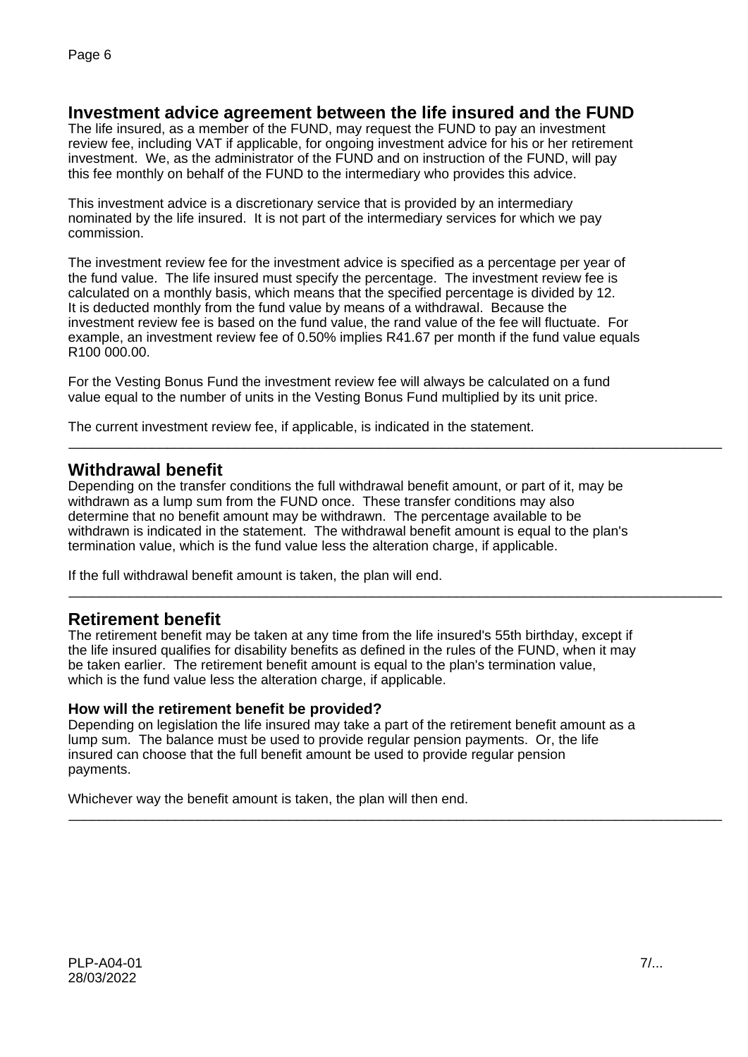## Investment advice agreement between the life insured and the FUND

The life insured, as a member of the FUND, may request the FUND to pay an investment review fee, including VAT if applicable, for ongoing investment advice for his or her retirement investment. We, as the administrator of the FUND and on instruction of the FUND, will pay this fee monthly on behalf of the FUND to the intermediary who provides this advice.

This investment advice is a discretionary service that is provided by an intermediary nominated by the life insured. It is not part of the intermediary services for which we pay commission.

The investment review fee for the investment advice is specified as a percentage per year of the fund value. The life insured must specify the percentage. The investment review fee is calculated on a monthly basis, which means that the specified percentage is divided by 12. It is deducted monthly from the fund value by means of a withdrawal. Because the investment review fee is based on the fund value, the rand value of the fee will fluctuate. For example, an investment review fee of 0.50% implies R41.67 per month if the fund value equals R100 000.00.

For the Vesting Bonus Fund the investment review fee will always be calculated on a fund value equal to the number of units in the Vesting Bonus Fund multiplied by its unit price.

The current investment review fee, if applicable, is indicated in the statement.

---

## Withdrawal benefit

Depending on the transfer conditions the full withdrawal benefit amount, or part of it, may be withdrawn as a lump sum from the FUND once. These transfer conditions may also determine that no benefit amount may be withdrawn. The percentage available to be withdrawn is indicated in the statement. The withdrawal benefit amount is equal to the plan's termination value, which is the fund value less the alteration charge, if applicable.

If the full withdrawal benefit amount is taken, the plan will end.

---

## Retirement benefit

The retirement benefit may be taken at any time from the life insured's 55th birthday, except if the life insured qualifies for disability benefits as defined in the rules of the FUND, when it may be taken earlier. The retirement benefit amount is equal to the plan's termination value, which is the fund value less the alteration charge, if applicable.

### How will the retirement benefit be provided?

Depending on legislation the life insured may take a part of the retirement benefit amount as a lump sum. The balance must be used to provide regular pension payments. Or, the life insured can choose that the full benefit amount be used to provide regular pension payments.

Whichever way the benefit amount is taken, the plan will then end.

---

PLP-A04-01
28/03/2022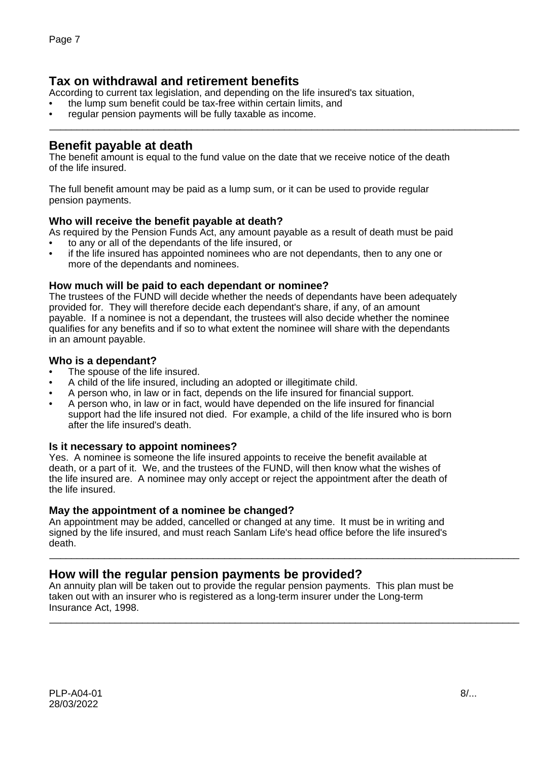## Tax on withdrawal and retirement benefits

According to current tax legislation, and depending on the life insured's tax situation,

- the lump sum benefit could be tax-free within certain limits, and
- regular pension payments will be fully taxable as income.

---

## Benefit payable at death

The benefit amount is equal to the fund value on the date that we receive notice of the death of the life insured.

The full benefit amount may be paid as a lump sum, or it can be used to provide regular pension payments.

### Who will receive the benefit payable at death?

As required by the Pension Funds Act, any amount payable as a result of death must be paid

- to any or all of the dependants of the life insured, or
- if the life insured has appointed nominees who are not dependants, then to any one or more of the dependants and nominees.

### How much will be paid to each dependant or nominee?

The trustees of the FUND will decide whether the needs of dependants have been adequately provided for. They will therefore decide each dependant's share, if any, of an amount payable. If a nominee is not a dependant, the trustees will also decide whether the nominee qualifies for any benefits and if so to what extent the nominee will share with the dependants in an amount payable.

### Who is a dependant?

- The spouse of the life insured.
- A child of the life insured, including an adopted or illegitimate child.
- A person who, in law or in fact, depends on the life insured for financial support.
- A person who, in law or in fact, would have depended on the life insured for financial support had the life insured not died. For example, a child of the life insured who is born after the life insured's death.

### Is it necessary to appoint nominees?

Yes. A nominee is someone the life insured appoints to receive the benefit available at death, or a part of it. We, and the trustees of the FUND, will then know what the wishes of the life insured are. A nominee may only accept or reject the appointment after the death of the life insured.

### May the appointment of a nominee be changed?

An appointment may be added, cancelled or changed at any time. It must be in writing and signed by the life insured, and must reach Sanlam Life's head office before the life insured's death.

---

## How will the regular pension payments be provided?

An annuity plan will be taken out to provide the regular pension payments. This plan must be taken out with an insurer who is registered as a long-term insurer under the Long-term Insurance Act, 1998.

---

PLP-A04-01
28/03/2022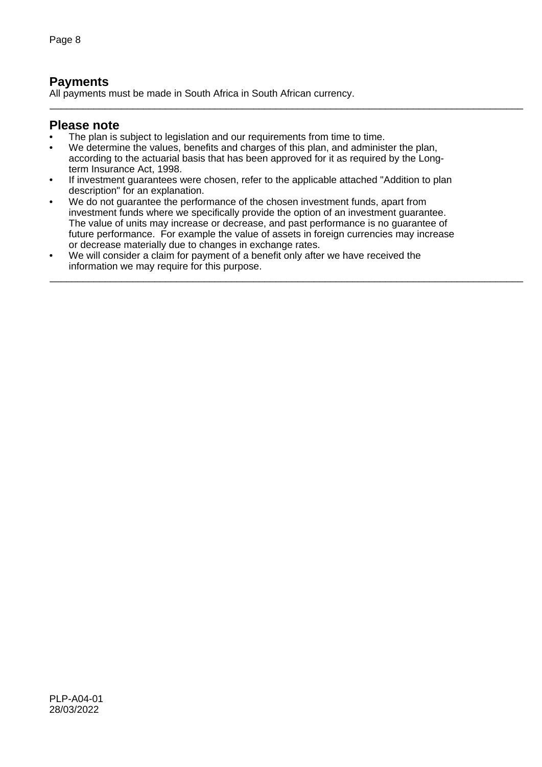## Payments

All payments must be made in South Africa in South African currency.

---

## Please note

- The plan is subject to legislation and our requirements from time to time.
- We determine the values, benefits and charges of this plan, and administer the plan, according to the actuarial basis that has been approved for it as required by the Long-term Insurance Act, 1998.
- If investment guarantees were chosen, refer to the applicable attached "Addition to plan description" for an explanation.
- We do not guarantee the performance of the chosen investment funds, apart from investment funds where we specifically provide the option of an investment guarantee. The value of units may increase or decrease, and past performance is no guarantee of future performance. For example the value of assets in foreign currencies may increase or decrease materially due to changes in exchange rates.
- We will consider a claim for payment of a benefit only after we have received the information we may require for this purpose.

---

PLP-A04-01
28/03/2022